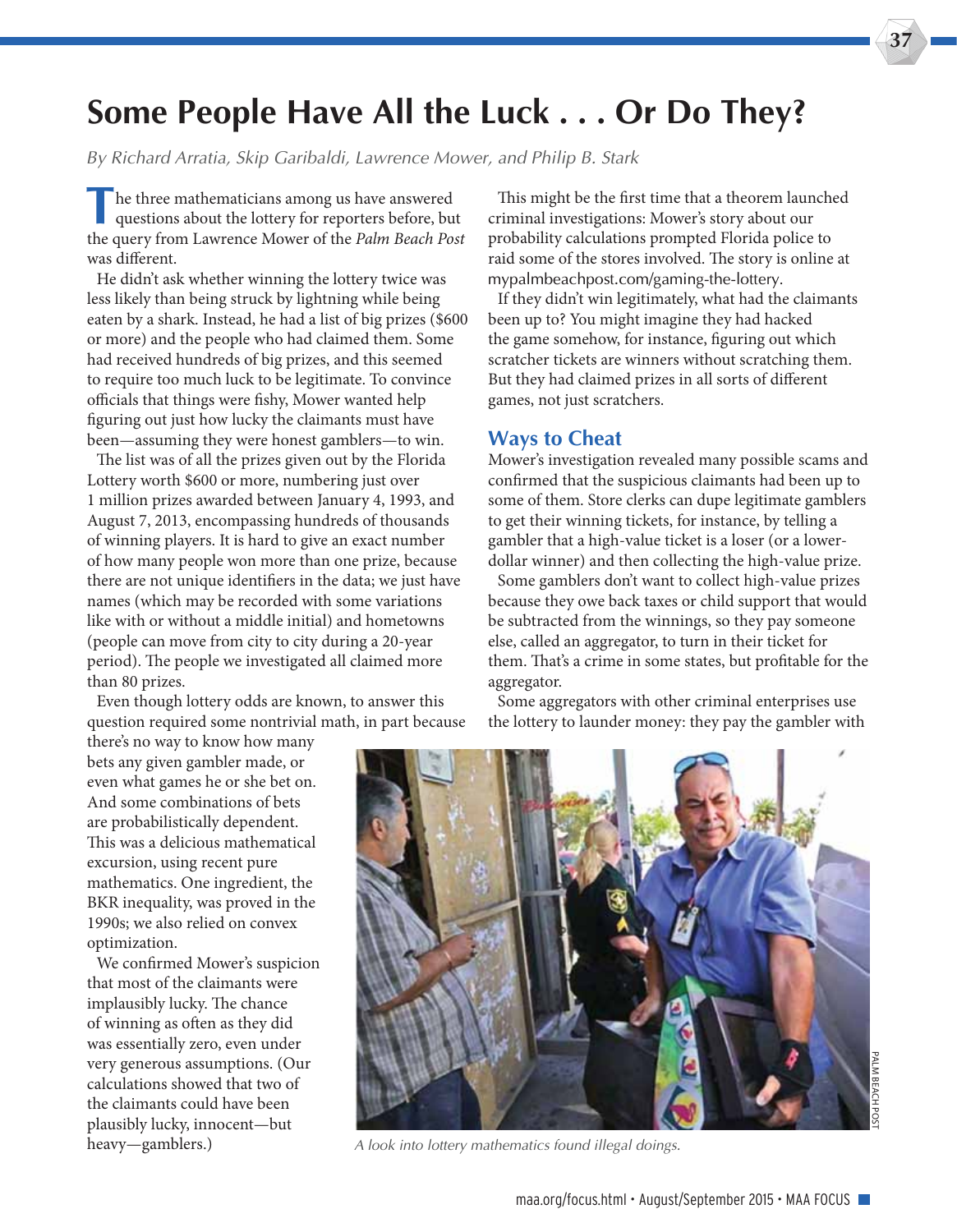# Some People Have All the Luck . . . Or Do They?

*By Richard Arratia, Skip Garibaldi, Lawrence Mower, and Philip B. Stark*

The three mathematicians among us have answered questions about the lottery for reporters before, but the query from Lawrence Mower of the *Palm Beach Post* was different.

He didn't ask whether winning the lottery twice was less likely than being struck by lightning while being eaten by a shark. Instead, he had a list of big prizes ($600 or more) and the people who had claimed them. Some had received hundreds of big prizes, and this seemed to require too much luck to be legitimate. To convince officials that things were fishy, Mower wanted help figuring out just how lucky the claimants must have been—assuming they were honest gamblers—to win.

The list was of all the prizes given out by the Florida Lottery worth $600 or more, numbering just over 1 million prizes awarded between January 4, 1993, and August 7, 2013, encompassing hundreds of thousands of winning players. It is hard to give an exact number of how many people won more than one prize, because there are not unique identifiers in the data; we just have names (which may be recorded with some variations like with or without a middle initial) and hometowns (people can move from city to city during a 20-year period). The people we investigated all claimed more than 80 prizes.

Even though lottery odds are known, to answer this question required some nontrivial math, in part because there's no way to know how many bets any given gambler made, or even what games he or she bet on. And some combinations of bets are probabilistically dependent. This was a delicious mathematical excursion, using recent pure mathematics. One ingredient, the BKR inequality, was proved in the 1990s; we also relied on convex optimization.

We confirmed Mower's suspicion that most of the claimants were implausibly lucky. The chance of winning as often as they did was essentially zero, even under very generous assumptions. (Our calculations showed that two of the claimants could have been plausibly lucky, innocent—but heavy—gamblers.)

This might be the first time that a theorem launched criminal investigations: Mower's story about our probability calculations prompted Florida police to raid some of the stores involved. The story is online at mypalmbeachpost.com/gaming-the-lottery.

If they didn't win legitimately, what had the claimants been up to? You might imagine they had hacked the game somehow, for instance, figuring out which scratcher tickets are winners without scratching them. But they had claimed prizes in all sorts of different games, not just scratchers.

## Ways to Cheat

Mower's investigation revealed many possible scams and confirmed that the suspicious claimants had been up to some of them. Store clerks can dupe legitimate gamblers to get their winning tickets, for instance, by telling a gambler that a high-value ticket is a loser (or a lower-dollar winner) and then collecting the high-value prize.

Some gamblers don't want to collect high-value prizes because they owe back taxes or child support that would be subtracted from the winnings, so they pay someone else, called an aggregator, to turn in their ticket for them. That's a crime in some states, but profitable for the aggregator.

Some aggregators with other criminal enterprises use the lottery to launder money: they pay the gambler with

PALM BEACH POST

*A look into lottery mathematics found illegal doings.*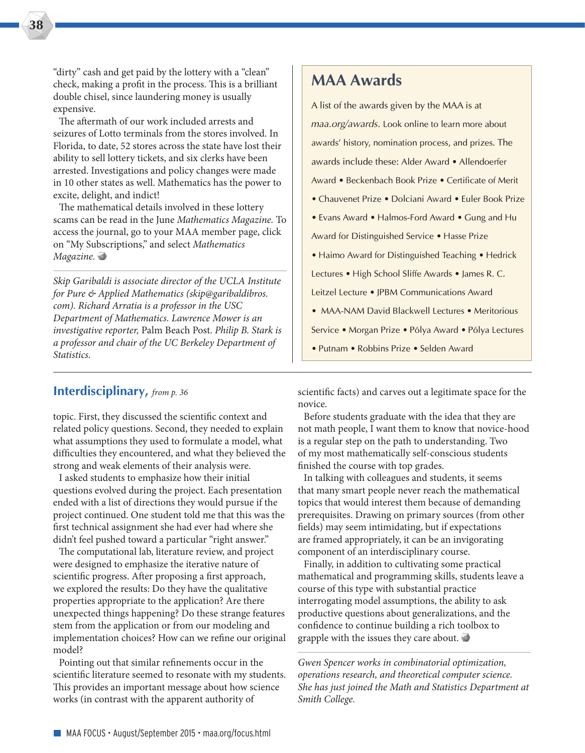"dirty" cash and get paid by the lottery with a "clean" check, making a profit in the process. This is a brilliant double chisel, since laundering money is usually expensive.

The aftermath of our work included arrests and seizures of Lotto terminals from the stores involved. In Florida, to date, 52 stores across the state have lost their ability to sell lottery tickets, and six clerks have been arrested. Investigations and policy changes were made in 10 other states as well. Mathematics has the power to excite, delight, and indict!

The mathematical details involved in these lottery scams can be read in the June *Mathematics Magazine.* To access the journal, go to your MAA member page, click on "My Subscriptions," and select *Mathematics Magazine.*

*Skip Garibaldi is associate director of the UCLA Institute for Pure & Applied Mathematics (skip@garibaldibros.com). Richard Arratia is a professor in the USC Department of Mathematics. Lawrence Mower is an investigative reporter,* Palm Beach Post. *Philip B. Stark is a professor and chair of the UC Berkeley Department of Statistics.*

## MAA Awards

A list of the awards given by the MAA is at *maa.org/awards*. Look online to learn more about awards' history, nomination process, and prizes. The awards include these: Alder Award • Allendoerfer Award • Beckenbach Book Prize • Certificate of Merit • Chauvenet Prize • Dolciani Award • Euler Book Prize • Evans Award • Halmos-Ford Award • Gung and Hu Award for Distinguished Service • Hasse Prize • Haimo Award for Distinguished Teaching • Hedrick Lectures • High School Sliffe Awards • James R. C. Leitzel Lecture • JPBM Communications Award • MAA-NAM David Blackwell Lectures • Meritorious Service • Morgan Prize • Pólya Award • Pólya Lectures • Putnam • Robbins Prize • Selden Award

## Interdisciplinary, *from p. 36*

topic. First, they discussed the scientific context and related policy questions. Second, they needed to explain what assumptions they used to formulate a model, what difficulties they encountered, and what they believed the strong and weak elements of their analysis were.

I asked students to emphasize how their initial questions evolved during the project. Each presentation ended with a list of directions they would pursue if the project continued. One student told me that this was the first technical assignment she had ever had where she didn't feel pushed toward a particular "right answer."

The computational lab, literature review, and project were designed to emphasize the iterative nature of scientific progress. After proposing a first approach, we explored the results: Do they have the qualitative properties appropriate to the application? Are there unexpected things happening? Do these strange features stem from the application or from our modeling and implementation choices? How can we refine our original model?

Pointing out that similar refinements occur in the scientific literature seemed to resonate with my students. This provides an important message about how science works (in contrast with the apparent authority of scientific facts) and carves out a legitimate space for the novice.

Before students graduate with the idea that they are not math people, I want them to know that novice-hood is a regular step on the path to understanding. Two of my most mathematically self-conscious students finished the course with top grades.

In talking with colleagues and students, it seems that many smart people never reach the mathematical topics that would interest them because of demanding prerequisites. Drawing on primary sources (from other fields) may seem intimidating, but if expectations are framed appropriately, it can be an invigorating component of an interdisciplinary course.

Finally, in addition to cultivating some practical mathematical and programming skills, students leave a course of this type with substantial practice interrogating model assumptions, the ability to ask productive questions about generalizations, and the confidence to continue building a rich toolbox to grapple with the issues they care about.

*Gwen Spencer works in combinatorial optimization, operations research, and theoretical computer science. She has just joined the Math and Statistics Department at Smith College.*